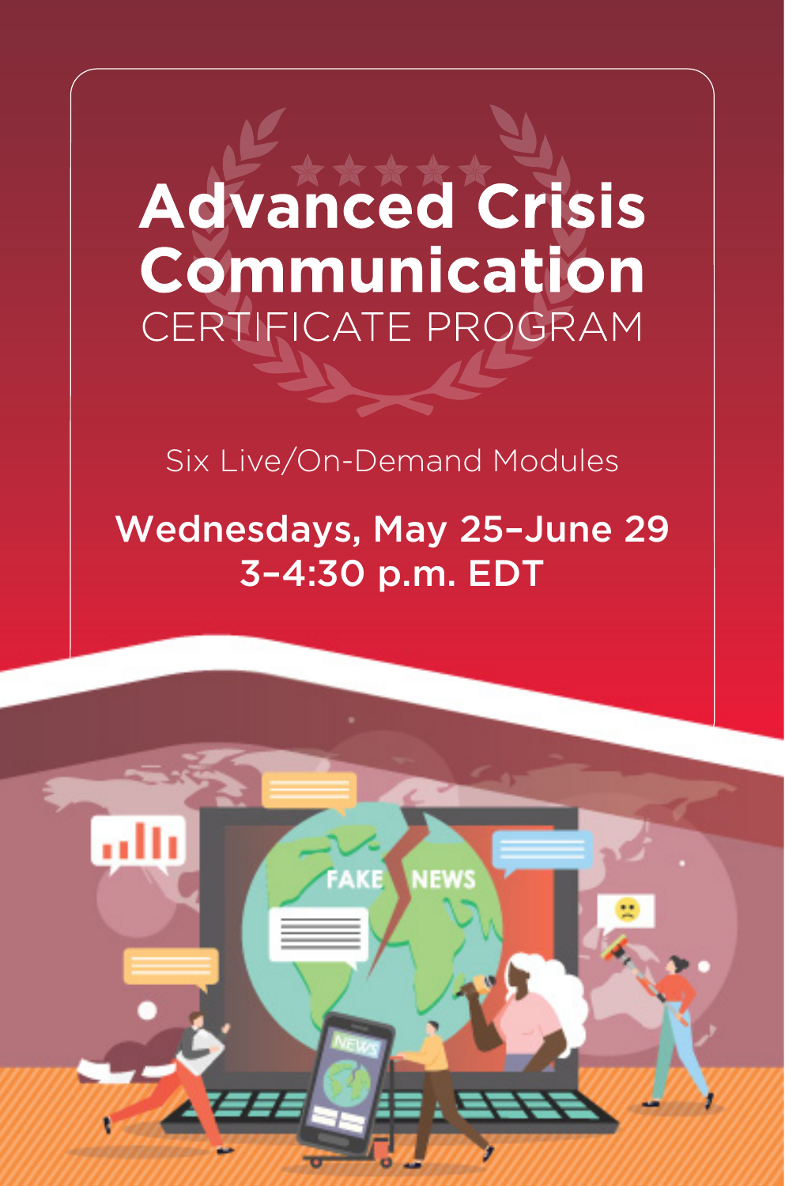# Advanced Crisis Communication

CERTIFICATE PROGRAM

Six Live/On-Demand Modules

**Wednesdays, May 25–June 29**
**3–4:30 p.m. EDT**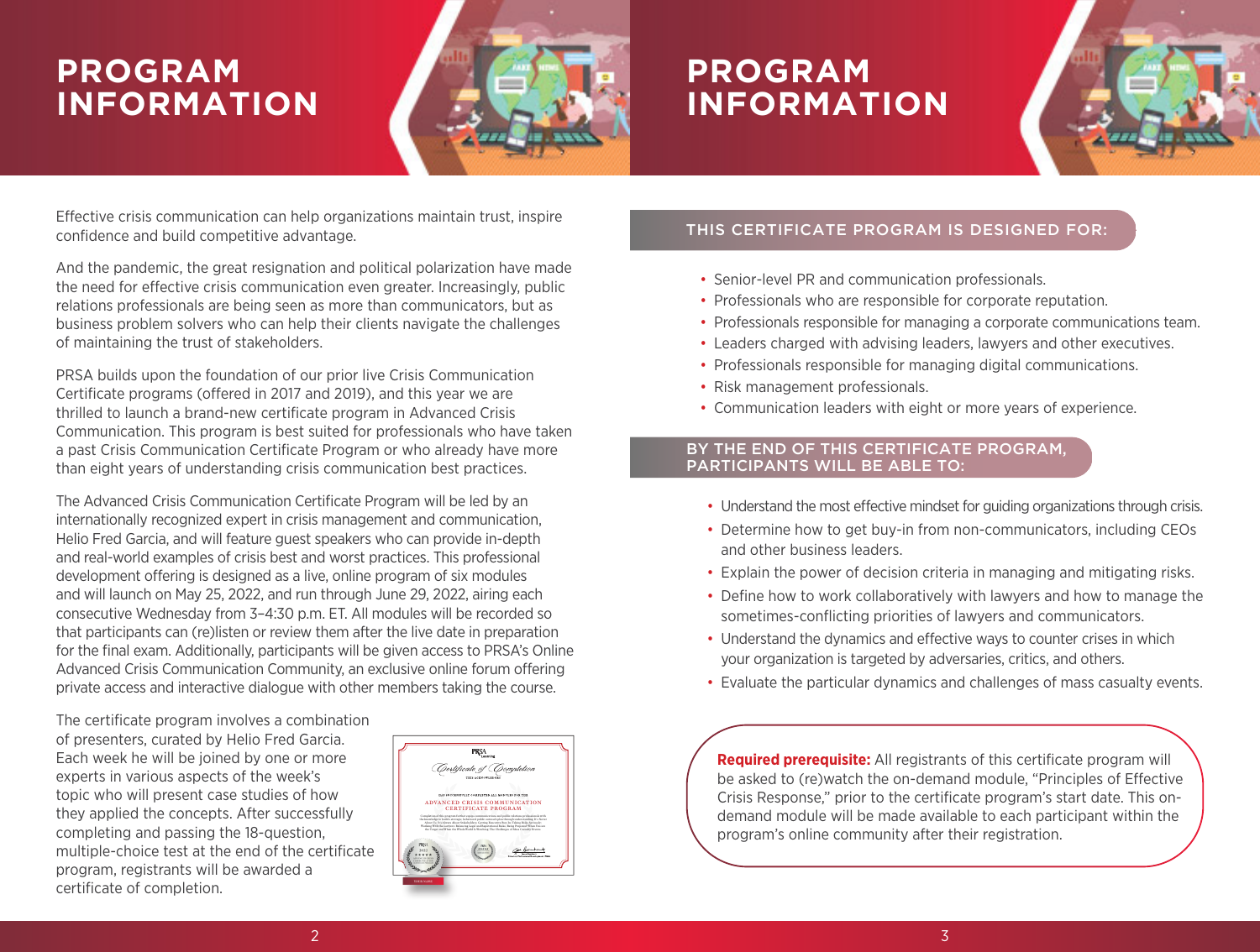# PROGRAM INFORMATION

Effective crisis communication can help organizations maintain trust, inspire confidence and build competitive advantage.

And the pandemic, the great resignation and political polarization have made the need for effective crisis communication even greater. Increasingly, public relations professionals are being seen as more than communicators, but as business problem solvers who can help their clients navigate the challenges of maintaining the trust of stakeholders.

PRSA builds upon the foundation of our prior live Crisis Communication Certificate programs (offered in 2017 and 2019), and this year we are thrilled to launch a brand-new certificate program in Advanced Crisis Communication. This program is best suited for professionals who have taken a past Crisis Communication Certificate Program or who already have more than eight years of understanding crisis communication best practices.

The Advanced Crisis Communication Certificate Program will be led by an internationally recognized expert in crisis management and communication, Helio Fred Garcia, and will feature guest speakers who can provide in-depth and real-world examples of crisis best and worst practices. This professional development offering is designed as a live, online program of six modules and will launch on May 25, 2022, and run through June 29, 2022, airing each consecutive Wednesday from 3–4:30 p.m. ET. All modules will be recorded so that participants can (re)listen or review them after the live date in preparation for the final exam. Additionally, participants will be given access to PRSA's Online Advanced Crisis Communication Community, an exclusive online forum offering private access and interactive dialogue with other members taking the course.

The certificate program involves a combination of presenters, curated by Helio Fred Garcia. Each week he will be joined by one or more experts in various aspects of the week's topic who will present case studies of how they applied the concepts. After successfully completing and passing the 18-question, multiple-choice test at the end of the certificate program, registrants will be awarded a certificate of completion.

# PROGRAM INFORMATION

## THIS CERTIFICATE PROGRAM IS DESIGNED FOR:

- Senior-level PR and communication professionals.
- Professionals who are responsible for corporate reputation.
- Professionals responsible for managing a corporate communications team.
- Leaders charged with advising leaders, lawyers and other executives.
- Professionals responsible for managing digital communications.
- Risk management professionals.
- Communication leaders with eight or more years of experience.

## BY THE END OF THIS CERTIFICATE PROGRAM, PARTICIPANTS WILL BE ABLE TO:

- Understand the most effective mindset for guiding organizations through crisis.
- Determine how to get buy-in from non-communicators, including CEOs and other business leaders.
- Explain the power of decision criteria in managing and mitigating risks.
- Define how to work collaboratively with lawyers and how to manage the sometimes-conflicting priorities of lawyers and communicators.
- Understand the dynamics and effective ways to counter crises in which your organization is targeted by adversaries, critics, and others.
- Evaluate the particular dynamics and challenges of mass casualty events.

**Required prerequisite:** All registrants of this certificate program will be asked to (re)watch the on-demand module, "Principles of Effective Crisis Response," prior to the certificate program's start date. This on-demand module will be made available to each participant within the program's online community after their registration.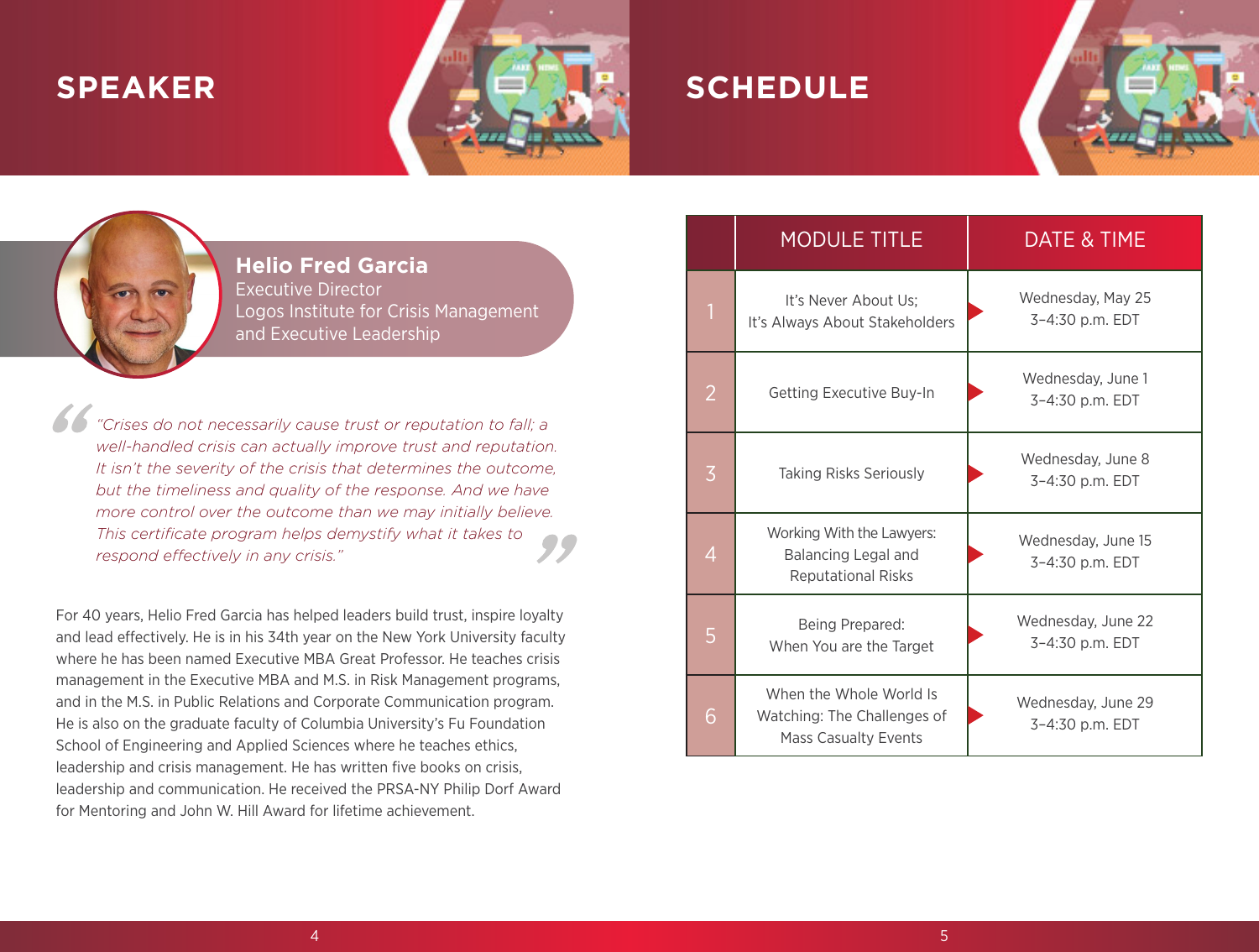# SPEAKER

**Helio Fred Garcia**
Executive Director
Logos Institute for Crisis Management and Executive Leadership

*"Crises do not necessarily cause trust or reputation to fall; a well-handled crisis can actually improve trust and reputation. It isn't the severity of the crisis that determines the outcome, but the timeliness and quality of the response. And we have more control over the outcome than we may initially believe. This certificate program helps demystify what it takes to respond effectively in any crisis."*

For 40 years, Helio Fred Garcia has helped leaders build trust, inspire loyalty and lead effectively. He is in his 34th year on the New York University faculty where he has been named Executive MBA Great Professor. He teaches crisis management in the Executive MBA and M.S. in Risk Management programs, and in the M.S. in Public Relations and Corporate Communication program. He is also on the graduate faculty of Columbia University's Fu Foundation School of Engineering and Applied Sciences where he teaches ethics, leadership and crisis management. He has written five books on crisis, leadership and communication. He received the PRSA-NY Philip Dorf Award for Mentoring and John W. Hill Award for lifetime achievement.

# SCHEDULE

| | MODULE TITLE | DATE & TIME |
|---|---|---|
| 1 | It's Never About Us; It's Always About Stakeholders | Wednesday, May 25 3–4:30 p.m. EDT |
| 2 | Getting Executive Buy-In | Wednesday, June 1 3–4:30 p.m. EDT |
| 3 | Taking Risks Seriously | Wednesday, June 8 3–4:30 p.m. EDT |
| 4 | Working With the Lawyers: Balancing Legal and Reputational Risks | Wednesday, June 15 3–4:30 p.m. EDT |
| 5 | Being Prepared: When You are the Target | Wednesday, June 22 3–4:30 p.m. EDT |
| 6 | When the Whole World Is Watching: The Challenges of Mass Casualty Events | Wednesday, June 29 3–4:30 p.m. EDT |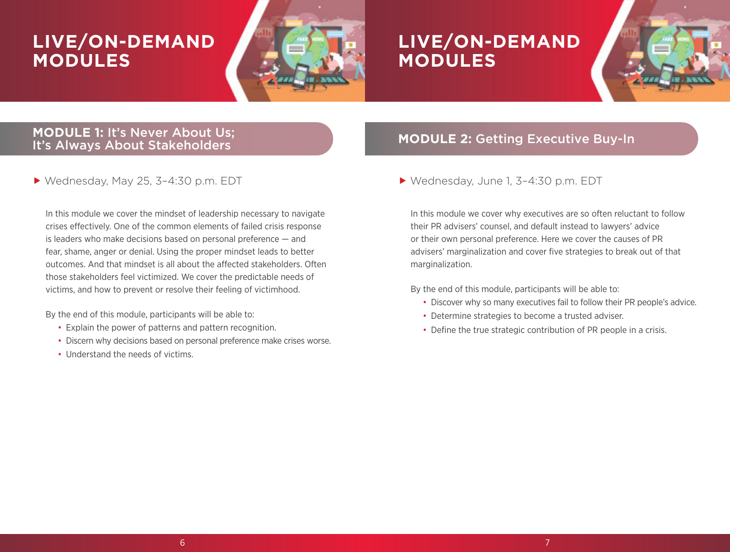# LIVE/ON-DEMAND MODULES

## MODULE 1: It's Never About Us; It's Always About Stakeholders

▶ Wednesday, May 25, 3–4:30 p.m. EDT

In this module we cover the mindset of leadership necessary to navigate crises effectively. One of the common elements of failed crisis response is leaders who make decisions based on personal preference — and fear, shame, anger or denial. Using the proper mindset leads to better outcomes. And that mindset is all about the affected stakeholders. Often those stakeholders feel victimized. We cover the predictable needs of victims, and how to prevent or resolve their feeling of victimhood.

By the end of this module, participants will be able to:

- Explain the power of patterns and pattern recognition.
- Discern why decisions based on personal preference make crises worse.
- Understand the needs of victims.

# LIVE/ON-DEMAND MODULES

## MODULE 2: Getting Executive Buy-In

▶ Wednesday, June 1, 3–4:30 p.m. EDT

In this module we cover why executives are so often reluctant to follow their PR advisers' counsel, and default instead to lawyers' advice or their own personal preference. Here we cover the causes of PR advisers' marginalization and cover five strategies to break out of that marginalization.

By the end of this module, participants will be able to:

- Discover why so many executives fail to follow their PR people's advice.
- Determine strategies to become a trusted adviser.
- Define the true strategic contribution of PR people in a crisis.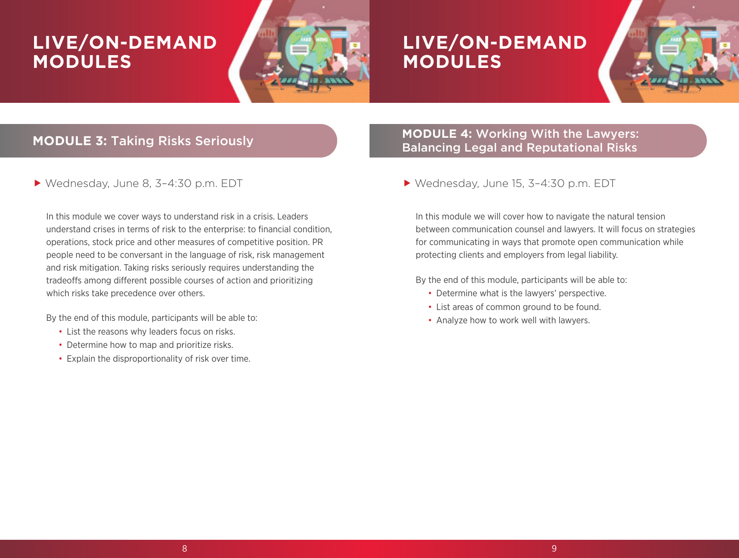# LIVE/ON-DEMAND MODULES

## MODULE 3: Taking Risks Seriously

▶ Wednesday, June 8, 3–4:30 p.m. EDT

In this module we cover ways to understand risk in a crisis. Leaders understand crises in terms of risk to the enterprise: to financial condition, operations, stock price and other measures of competitive position. PR people need to be conversant in the language of risk, risk management and risk mitigation. Taking risks seriously requires understanding the tradeoffs among different possible courses of action and prioritizing which risks take precedence over others.

By the end of this module, participants will be able to:

- List the reasons why leaders focus on risks.
- Determine how to map and prioritize risks.
- Explain the disproportionality of risk over time.

# LIVE/ON-DEMAND MODULES

## MODULE 4: Working With the Lawyers: Balancing Legal and Reputational Risks

▶ Wednesday, June 15, 3–4:30 p.m. EDT

In this module we will cover how to navigate the natural tension between communication counsel and lawyers. It will focus on strategies for communicating in ways that promote open communication while protecting clients and employers from legal liability.

By the end of this module, participants will be able to:

- Determine what is the lawyers' perspective.
- List areas of common ground to be found.
- Analyze how to work well with lawyers.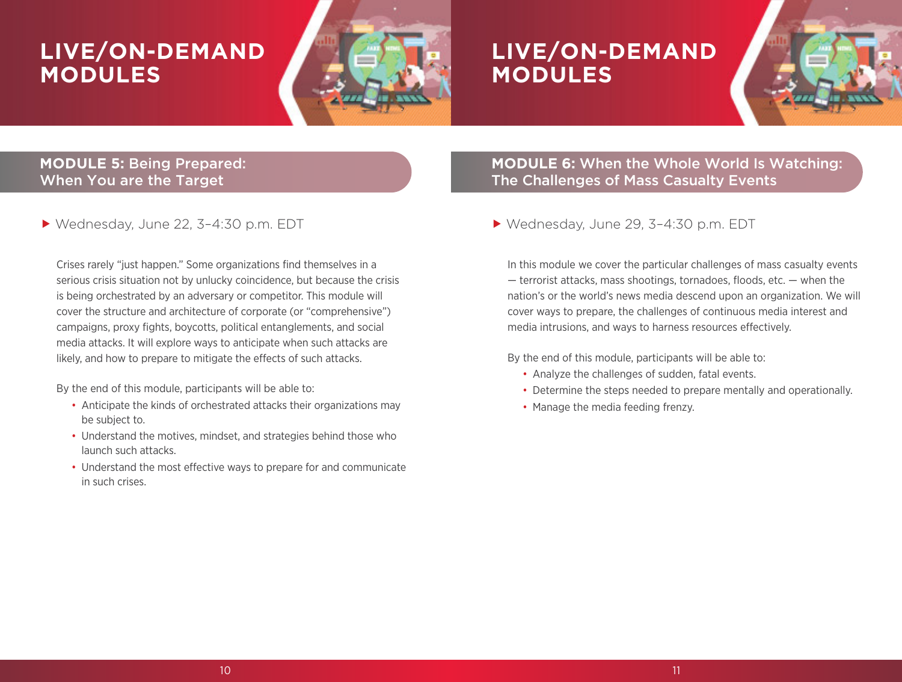# LIVE/ON-DEMAND MODULES

## MODULE 5: Being Prepared: When You are the Target

▶ Wednesday, June 22, 3–4:30 p.m. EDT

Crises rarely "just happen." Some organizations find themselves in a serious crisis situation not by unlucky coincidence, but because the crisis is being orchestrated by an adversary or competitor. This module will cover the structure and architecture of corporate (or "comprehensive") campaigns, proxy fights, boycotts, political entanglements, and social media attacks. It will explore ways to anticipate when such attacks are likely, and how to prepare to mitigate the effects of such attacks.

By the end of this module, participants will be able to:

- Anticipate the kinds of orchestrated attacks their organizations may be subject to.
- Understand the motives, mindset, and strategies behind those who launch such attacks.
- Understand the most effective ways to prepare for and communicate in such crises.

# LIVE/ON-DEMAND MODULES

## MODULE 6: When the Whole World Is Watching: The Challenges of Mass Casualty Events

▶ Wednesday, June 29, 3–4:30 p.m. EDT

In this module we cover the particular challenges of mass casualty events — terrorist attacks, mass shootings, tornadoes, floods, etc. — when the nation's or the world's news media descend upon an organization. We will cover ways to prepare, the challenges of continuous media interest and media intrusions, and ways to harness resources effectively.

By the end of this module, participants will be able to:

- Analyze the challenges of sudden, fatal events.
- Determine the steps needed to prepare mentally and operationally.
- Manage the media feeding frenzy.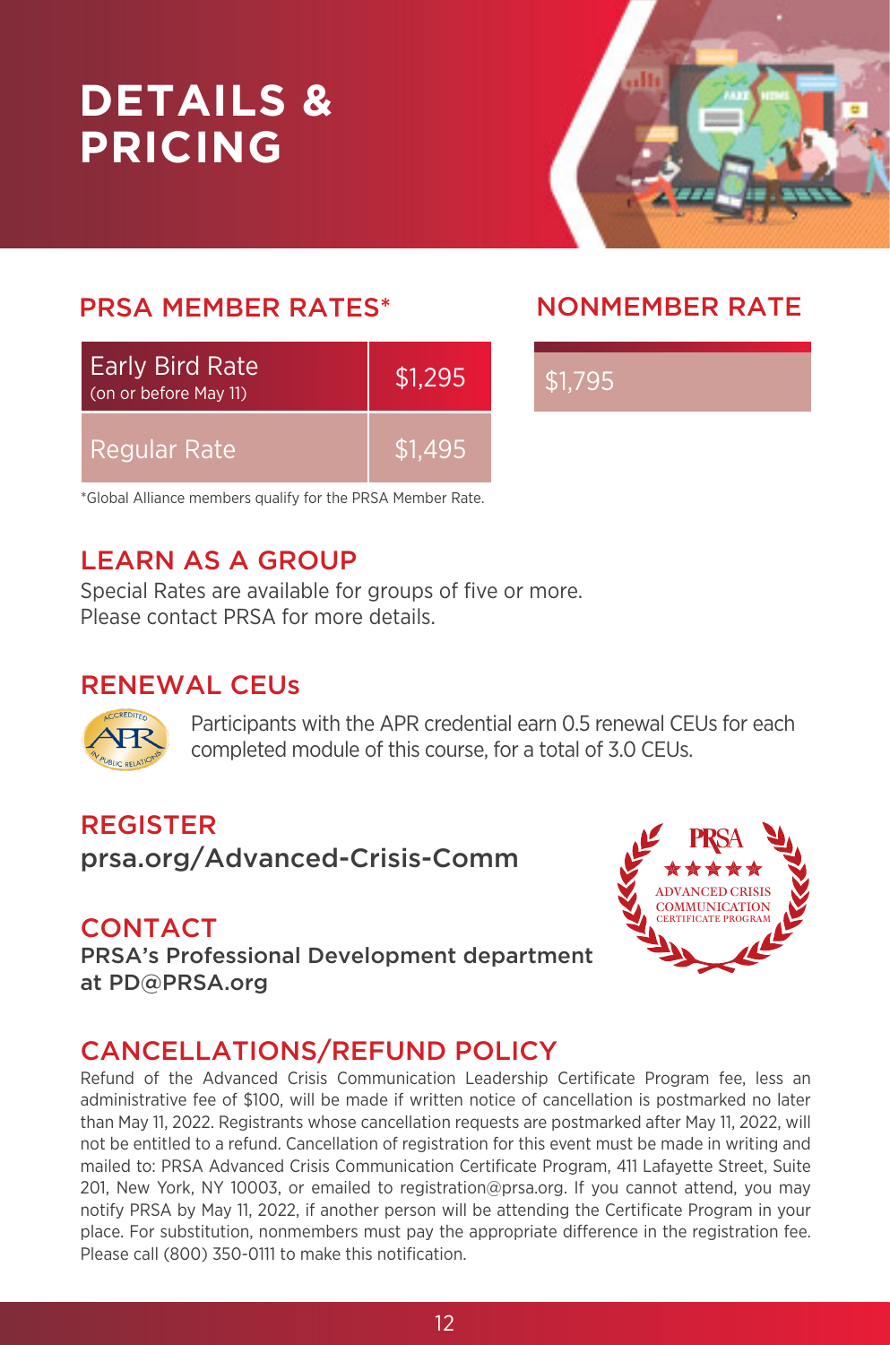# DETAILS & PRICING

## PRSA MEMBER RATES*

| | |
|---|---|
| Early Bird Rate (on or before May 11) | $1,295 |
| Regular Rate | $1,495 |

*Global Alliance members qualify for the PRSA Member Rate.

## NONMEMBER RATE

$1,795

## LEARN AS A GROUP

Special Rates are available for groups of five or more. Please contact PRSA for more details.

## RENEWAL CEUs

Participants with the APR credential earn 0.5 renewal CEUs for each completed module of this course, for a total of 3.0 CEUs.

## REGISTER

**prsa.org/Advanced-Crisis-Comm**

## CONTACT

**PRSA's Professional Development department at PD@PRSA.org**

## CANCELLATIONS/REFUND POLICY

Refund of the Advanced Crisis Communication Leadership Certificate Program fee, less an administrative fee of $100, will be made if written notice of cancellation is postmarked no later than May 11, 2022. Registrants whose cancellation requests are postmarked after May 11, 2022, will not be entitled to a refund. Cancellation of registration for this event must be made in writing and mailed to: PRSA Advanced Crisis Communication Certificate Program, 411 Lafayette Street, Suite 201, New York, NY 10003, or emailed to registration@prsa.org. If you cannot attend, you may notify PRSA by May 11, 2022, if another person will be attending the Certificate Program in your place. For substitution, nonmembers must pay the appropriate difference in the registration fee. Please call (800) 350-0111 to make this notification.